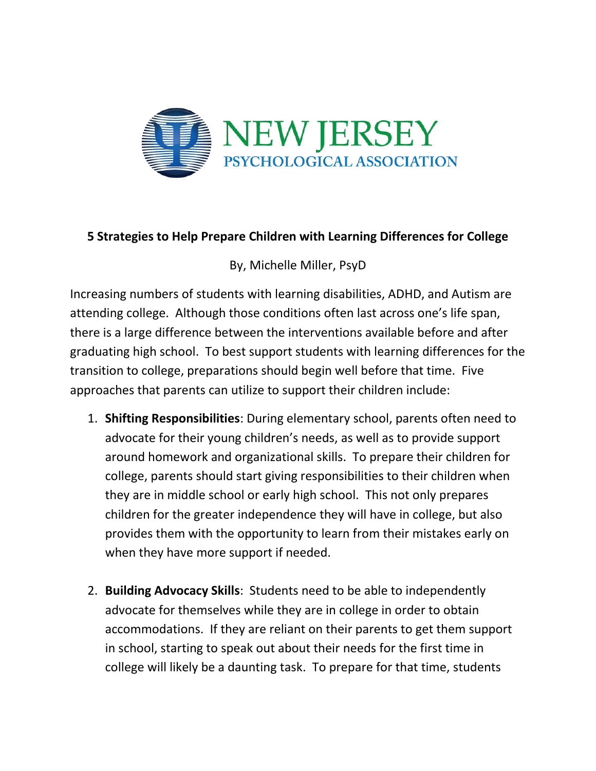NEW JERSEY PSYCHOLOGICAL ASSOCIATION

## 5 Strategies to Help Prepare Children with Learning Differences for College

By, Michelle Miller, PsyD

Increasing numbers of students with learning disabilities, ADHD, and Autism are attending college. Although those conditions often last across one's life span, there is a large difference between the interventions available before and after graduating high school. To best support students with learning differences for the transition to college, preparations should begin well before that time. Five approaches that parents can utilize to support their children include:

1. **Shifting Responsibilities**: During elementary school, parents often need to advocate for their young children's needs, as well as to provide support around homework and organizational skills. To prepare their children for college, parents should start giving responsibilities to their children when they are in middle school or early high school. This not only prepares children for the greater independence they will have in college, but also provides them with the opportunity to learn from their mistakes early on when they have more support if needed.

2. **Building Advocacy Skills**: Students need to be able to independently advocate for themselves while they are in college in order to obtain accommodations. If they are reliant on their parents to get them support in school, starting to speak out about their needs for the first time in college will likely be a daunting task. To prepare for that time, students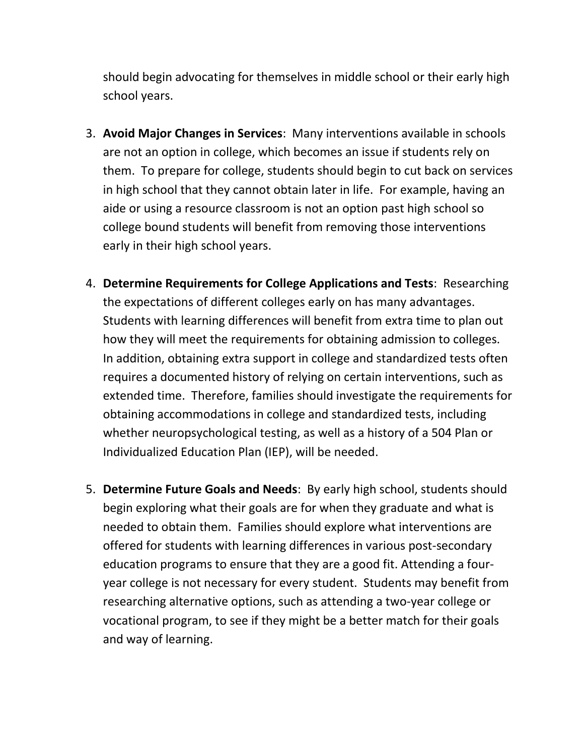should begin advocating for themselves in middle school or their early high school years.

3. **Avoid Major Changes in Services**: Many interventions available in schools are not an option in college, which becomes an issue if students rely on them. To prepare for college, students should begin to cut back on services in high school that they cannot obtain later in life. For example, having an aide or using a resource classroom is not an option past high school so college bound students will benefit from removing those interventions early in their high school years.

4. **Determine Requirements for College Applications and Tests**: Researching the expectations of different colleges early on has many advantages. Students with learning differences will benefit from extra time to plan out how they will meet the requirements for obtaining admission to colleges. In addition, obtaining extra support in college and standardized tests often requires a documented history of relying on certain interventions, such as extended time. Therefore, families should investigate the requirements for obtaining accommodations in college and standardized tests, including whether neuropsychological testing, as well as a history of a 504 Plan or Individualized Education Plan (IEP), will be needed.

5. **Determine Future Goals and Needs**: By early high school, students should begin exploring what their goals are for when they graduate and what is needed to obtain them. Families should explore what interventions are offered for students with learning differences in various post-secondary education programs to ensure that they are a good fit. Attending a four-year college is not necessary for every student. Students may benefit from researching alternative options, such as attending a two-year college or vocational program, to see if they might be a better match for their goals and way of learning.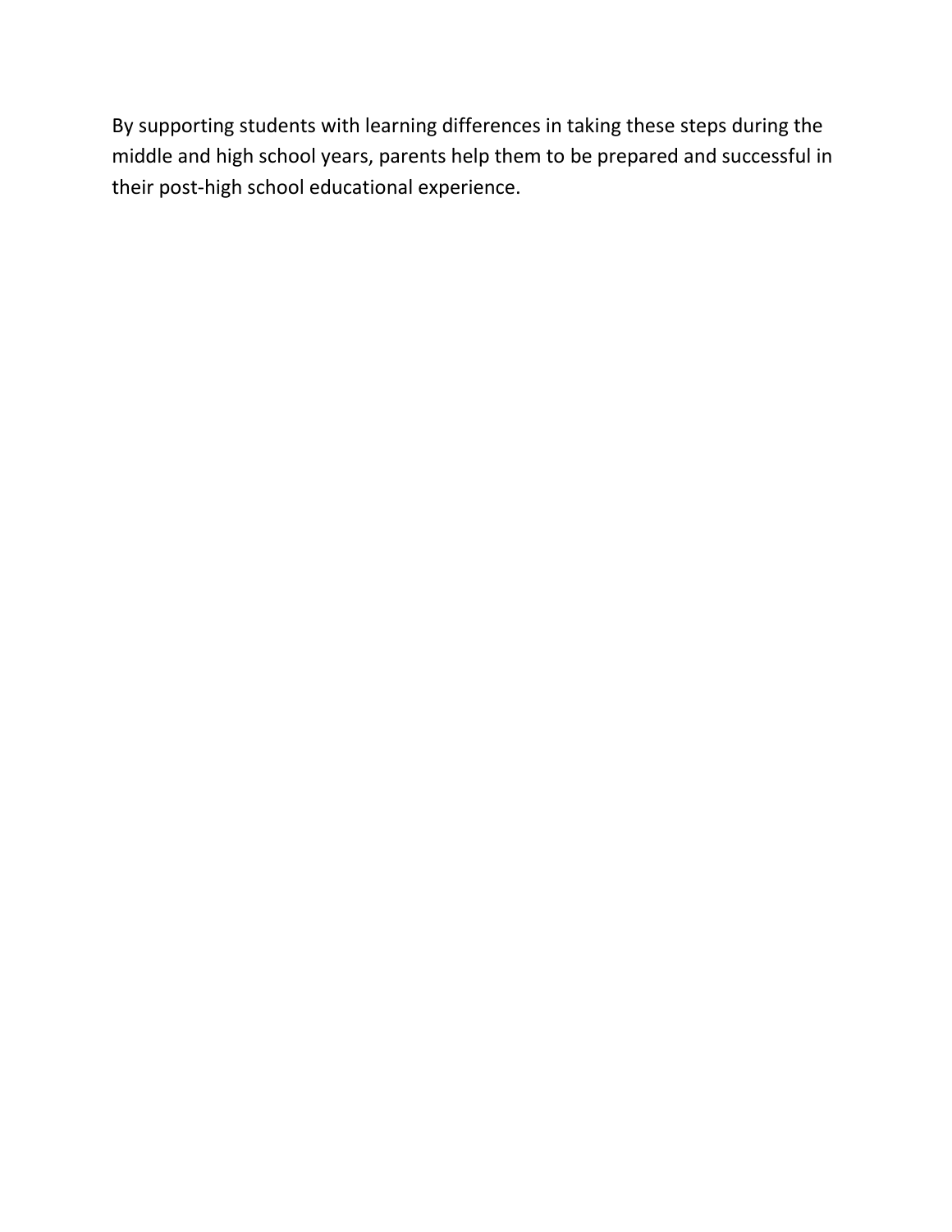By supporting students with learning differences in taking these steps during the middle and high school years, parents help them to be prepared and successful in their post-high school educational experience.